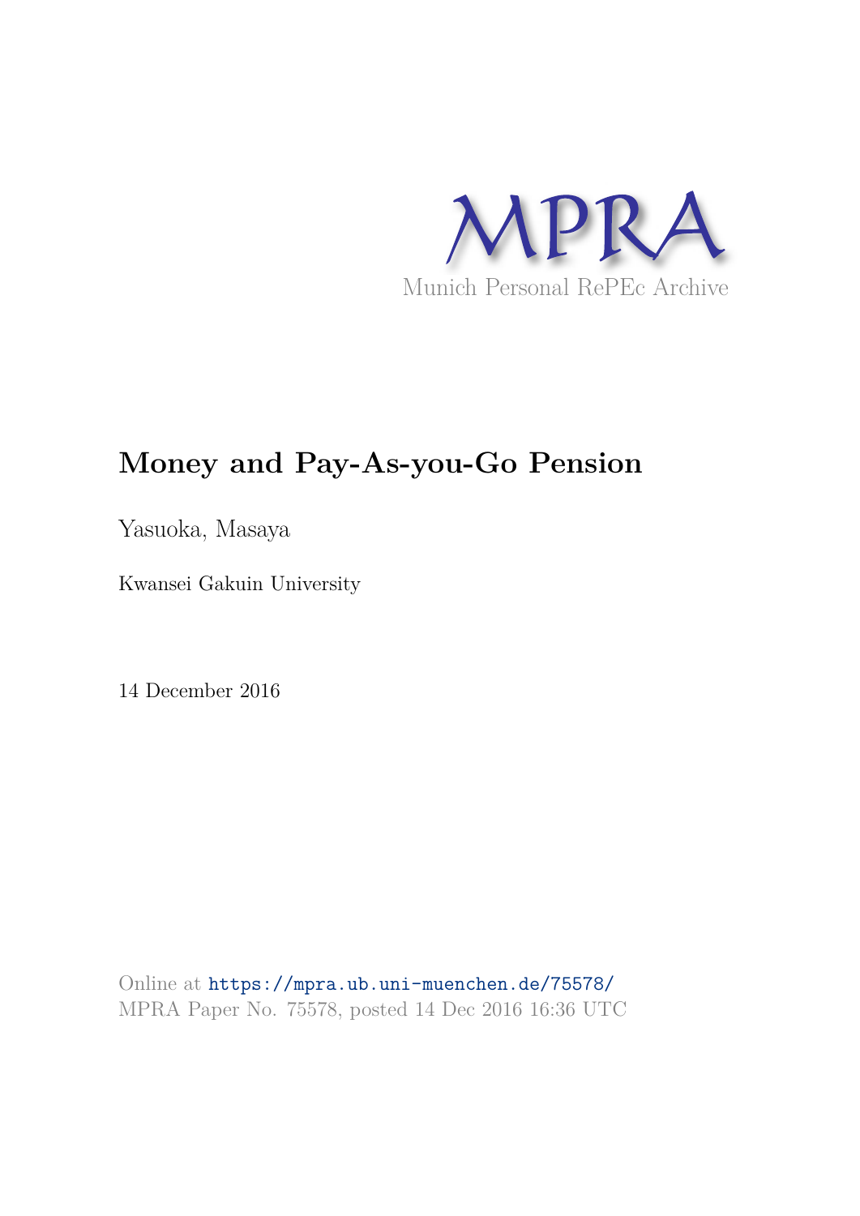MPRA

Munich Personal RePEc Archive

# Money and Pay-As-you-Go Pension

Yasuoka, Masaya

Kwansei Gakuin University

14 December 2016

Online at https://mpra.ub.uni-muenchen.de/75578/
MPRA Paper No. 75578, posted 14 Dec 2016 16:36 UTC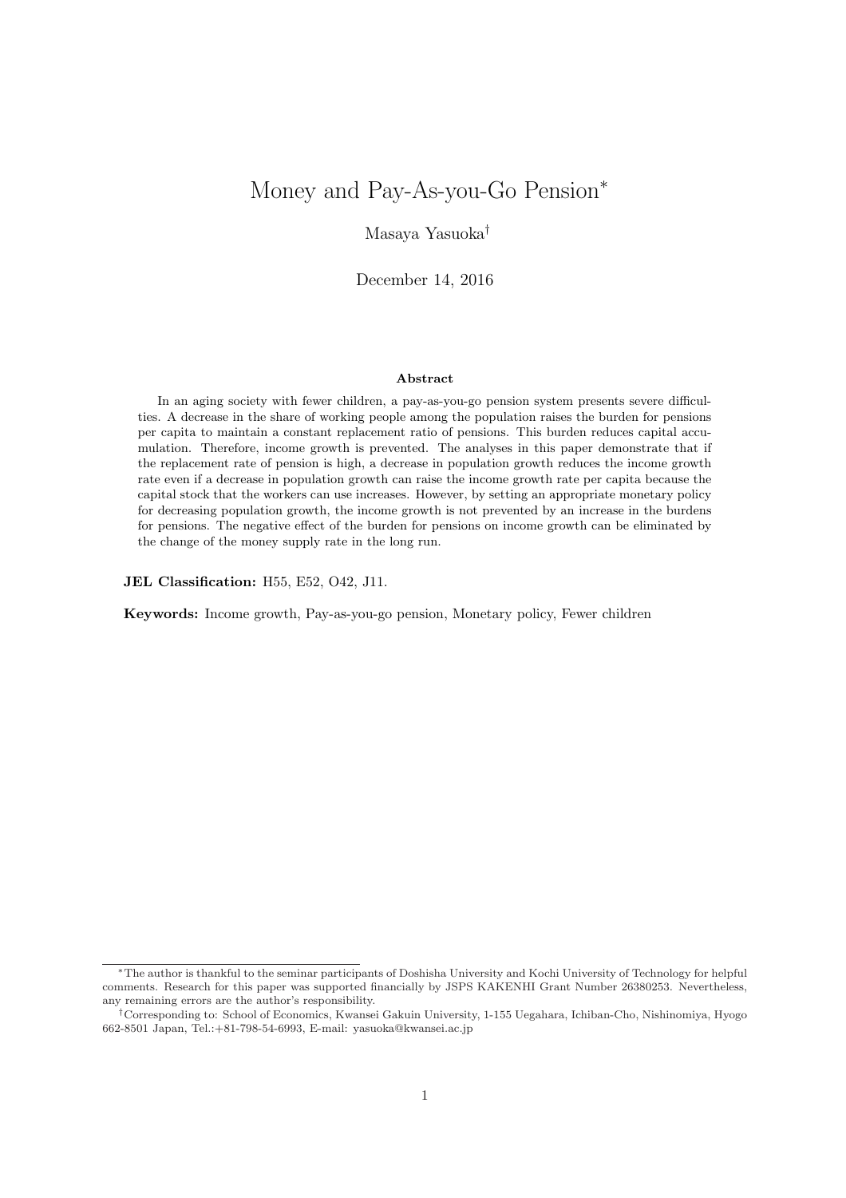# Money and Pay-As-you-Go Pension*

Masaya Yasuoka†

December 14, 2016

**Abstract**

In an aging society with fewer children, a pay-as-you-go pension system presents severe difficulties. A decrease in the share of working people among the population raises the burden for pensions per capita to maintain a constant replacement ratio of pensions. This burden reduces capital accumulation. Therefore, income growth is prevented. The analyses in this paper demonstrate that if the replacement rate of pension is high, a decrease in population growth reduces the income growth rate even if a decrease in population growth can raise the income growth rate per capita because the capital stock that the workers can use increases. However, by setting an appropriate monetary policy for decreasing population growth, the income growth is not prevented by an increase in the burdens for pensions. The negative effect of the burden for pensions on income growth can be eliminated by the change of the money supply rate in the long run.

**JEL Classification:** H55, E52, O42, J11.

**Keywords:** Income growth, Pay-as-you-go pension, Monetary policy, Fewer children

---

*The author is thankful to the seminar participants of Doshisha University and Kochi University of Technology for helpful comments. Research for this paper was supported financially by JSPS KAKENHI Grant Number 26380253. Nevertheless, any remaining errors are the author's responsibility.

†Corresponding to: School of Economics, Kwansei Gakuin University, 1-155 Uegahara, Ichiban-Cho, Nishinomiya, Hyogo 662-8501 Japan, Tel.:+81-798-54-6993, E-mail: yasuoka@kwansei.ac.jp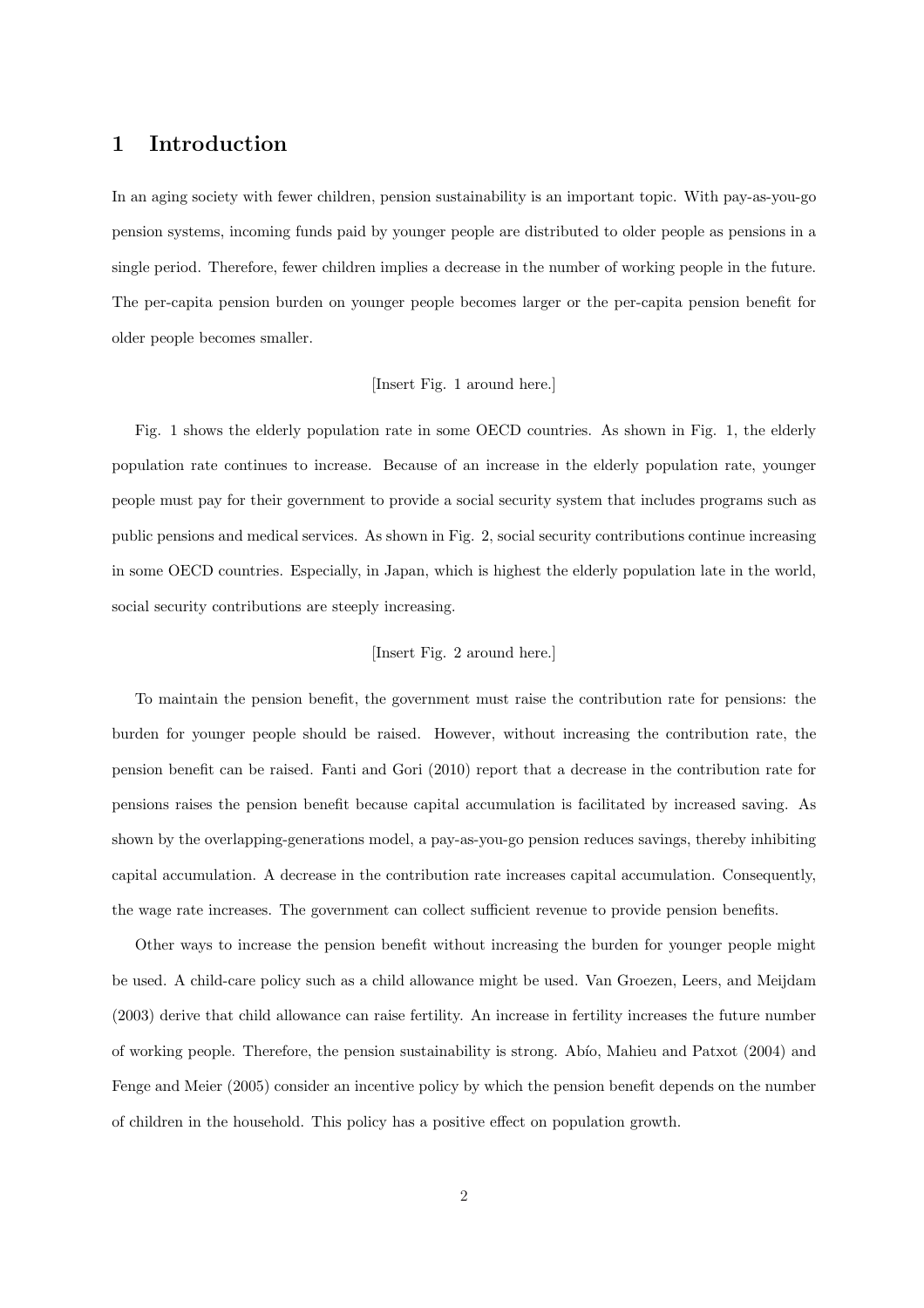# 1 Introduction

In an aging society with fewer children, pension sustainability is an important topic. With pay-as-you-go pension systems, incoming funds paid by younger people are distributed to older people as pensions in a single period. Therefore, fewer children implies a decrease in the number of working people in the future. The per-capita pension burden on younger people becomes larger or the per-capita pension benefit for older people becomes smaller.

[Insert Fig. 1 around here.]

Fig. 1 shows the elderly population rate in some OECD countries. As shown in Fig. 1, the elderly population rate continues to increase. Because of an increase in the elderly population rate, younger people must pay for their government to provide a social security system that includes programs such as public pensions and medical services. As shown in Fig. 2, social security contributions continue increasing in some OECD countries. Especially, in Japan, which is highest the elderly population late in the world, social security contributions are steeply increasing.

[Insert Fig. 2 around here.]

To maintain the pension benefit, the government must raise the contribution rate for pensions: the burden for younger people should be raised. However, without increasing the contribution rate, the pension benefit can be raised. Fanti and Gori (2010) report that a decrease in the contribution rate for pensions raises the pension benefit because capital accumulation is facilitated by increased saving. As shown by the overlapping-generations model, a pay-as-you-go pension reduces savings, thereby inhibiting capital accumulation. A decrease in the contribution rate increases capital accumulation. Consequently, the wage rate increases. The government can collect sufficient revenue to provide pension benefits.

Other ways to increase the pension benefit without increasing the burden for younger people might be used. A child-care policy such as a child allowance might be used. Van Groezen, Leers, and Meijdam (2003) derive that child allowance can raise fertility. An increase in fertility increases the future number of working people. Therefore, the pension sustainability is strong. Abío, Mahieu and Patxot (2004) and Fenge and Meier (2005) consider an incentive policy by which the pension benefit depends on the number of children in the household. This policy has a positive effect on population growth.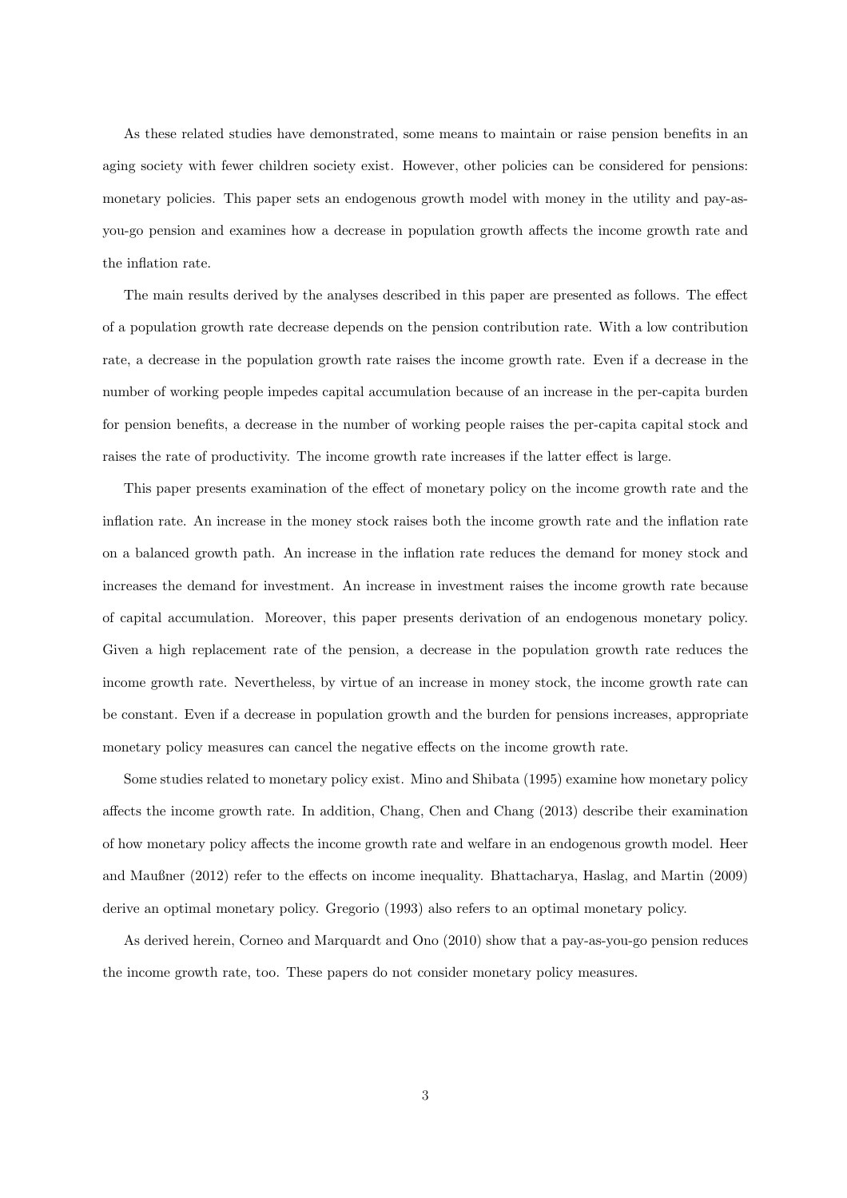As these related studies have demonstrated, some means to maintain or raise pension benefits in an aging society with fewer children society exist. However, other policies can be considered for pensions: monetary policies. This paper sets an endogenous growth model with money in the utility and pay-as-you-go pension and examines how a decrease in population growth affects the income growth rate and the inflation rate.

The main results derived by the analyses described in this paper are presented as follows. The effect of a population growth rate decrease depends on the pension contribution rate. With a low contribution rate, a decrease in the population growth rate raises the income growth rate. Even if a decrease in the number of working people impedes capital accumulation because of an increase in the per-capita burden for pension benefits, a decrease in the number of working people raises the per-capita capital stock and raises the rate of productivity. The income growth rate increases if the latter effect is large.

This paper presents examination of the effect of monetary policy on the income growth rate and the inflation rate. An increase in the money stock raises both the income growth rate and the inflation rate on a balanced growth path. An increase in the inflation rate reduces the demand for money stock and increases the demand for investment. An increase in investment raises the income growth rate because of capital accumulation. Moreover, this paper presents derivation of an endogenous monetary policy. Given a high replacement rate of the pension, a decrease in the population growth rate reduces the income growth rate. Nevertheless, by virtue of an increase in money stock, the income growth rate can be constant. Even if a decrease in population growth and the burden for pensions increases, appropriate monetary policy measures can cancel the negative effects on the income growth rate.

Some studies related to monetary policy exist. Mino and Shibata (1995) examine how monetary policy affects the income growth rate. In addition, Chang, Chen and Chang (2013) describe their examination of how monetary policy affects the income growth rate and welfare in an endogenous growth model. Heer and Maußner (2012) refer to the effects on income inequality. Bhattacharya, Haslag, and Martin (2009) derive an optimal monetary policy. Gregorio (1993) also refers to an optimal monetary policy.

As derived herein, Corneo and Marquardt and Ono (2010) show that a pay-as-you-go pension reduces the income growth rate, too. These papers do not consider monetary policy measures.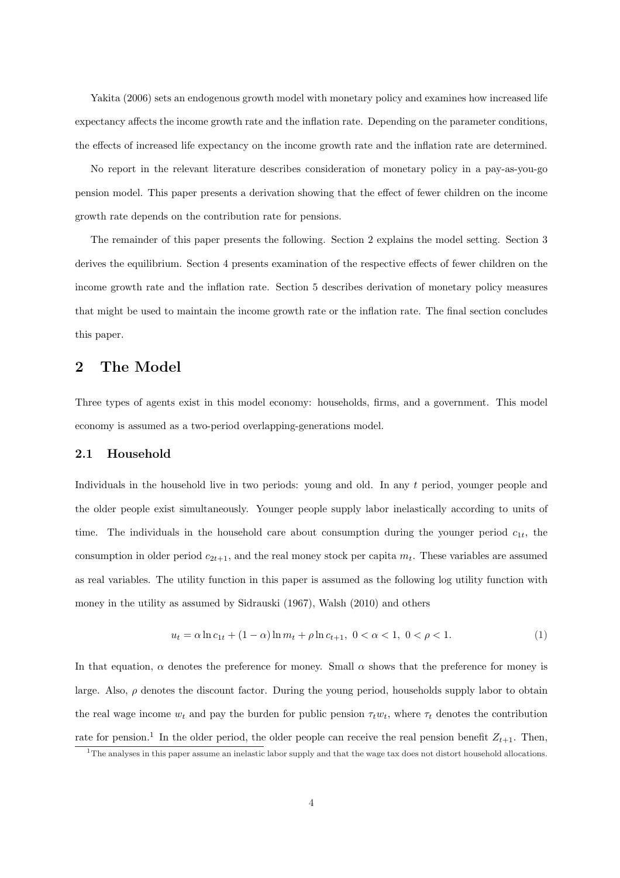Yakita (2006) sets an endogenous growth model with monetary policy and examines how increased life expectancy affects the income growth rate and the inflation rate. Depending on the parameter conditions, the effects of increased life expectancy on the income growth rate and the inflation rate are determined.

No report in the relevant literature describes consideration of monetary policy in a pay-as-you-go pension model. This paper presents a derivation showing that the effect of fewer children on the income growth rate depends on the contribution rate for pensions.

The remainder of this paper presents the following. Section 2 explains the model setting. Section 3 derives the equilibrium. Section 4 presents examination of the respective effects of fewer children on the income growth rate and the inflation rate. Section 5 describes derivation of monetary policy measures that might be used to maintain the income growth rate or the inflation rate. The final section concludes this paper.

## 2 The Model

Three types of agents exist in this model economy: households, firms, and a government. This model economy is assumed as a two-period overlapping-generations model.

### 2.1 Household

Individuals in the household live in two periods: young and old. In any $t$ period, younger people and the older people exist simultaneously. Younger people supply labor inelastically according to units of time. The individuals in the household care about consumption during the younger period $c_{1t}$, the consumption in older period $c_{2t+1}$, and the real money stock per capita $m_t$. These variables are assumed as real variables. The utility function in this paper is assumed as the following log utility function with money in the utility as assumed by Sidrauski (1967), Walsh (2010) and others

$$u_t = \alpha \ln c_{1t} + (1-\alpha) \ln m_t + \rho \ln c_{t+1}, \ 0 < \alpha < 1, \ 0 < \rho < 1. \tag{1}$$

In that equation, $\alpha$ denotes the preference for money. Small $\alpha$ shows that the preference for money is large. Also, $\rho$ denotes the discount factor. During the young period, households supply labor to obtain the real wage income $w_t$ and pay the burden for public pension $\tau_t w_t$, where $\tau_t$ denotes the contribution rate for pension.[1] In the older period, the older people can receive the real pension benefit $Z_{t+1}$. Then,

[1] The analyses in this paper assume an inelastic labor supply and that the wage tax does not distort household allocations.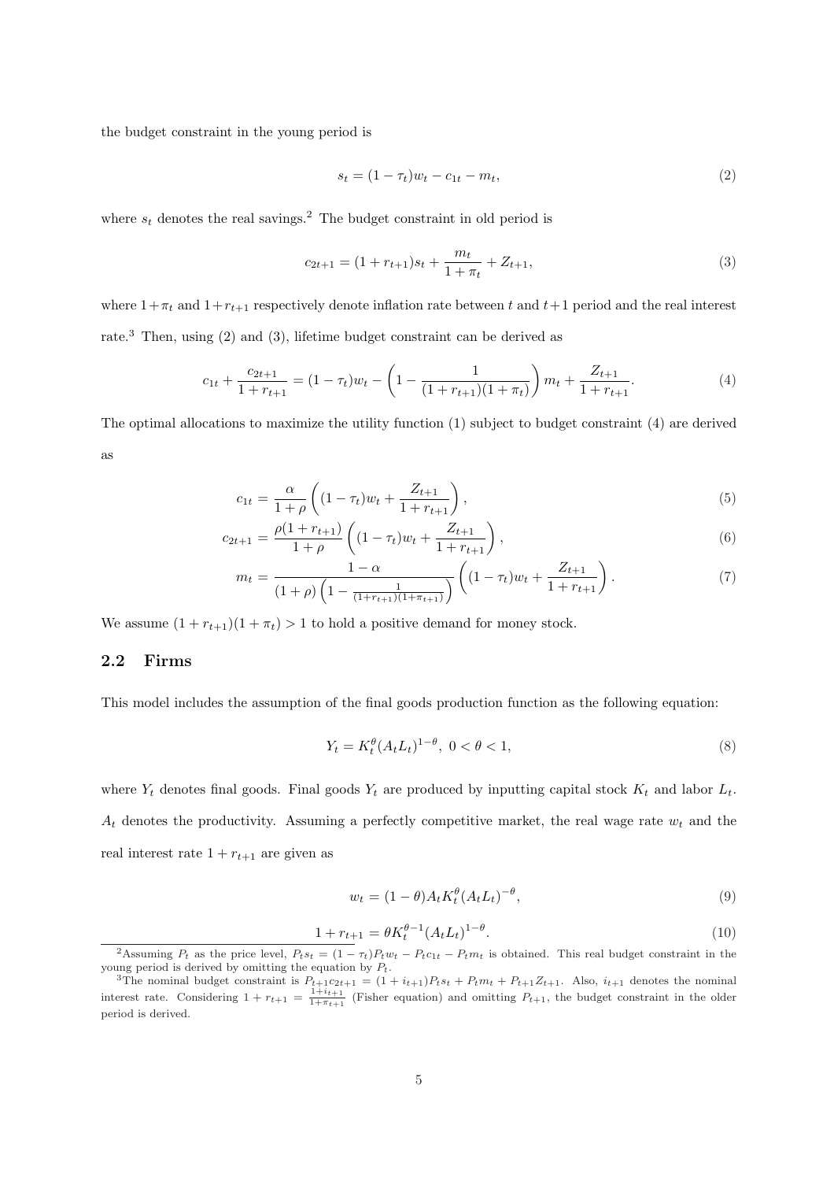the budget constraint in the young period is

$$s_t = (1 - \tau_t)w_t - c_{1t} - m_t, \tag{2}$$

where $s_t$ denotes the real savings.[2] The budget constraint in old period is

$$c_{2t+1} = (1 + r_{t+1})s_t + \frac{m_t}{1 + \pi_t} + Z_{t+1}, \tag{3}$$

where $1+\pi_t$ and $1+r_{t+1}$ respectively denote inflation rate between $t$ and $t+1$ period and the real interest rate.[3] Then, using (2) and (3), lifetime budget constraint can be derived as

$$c_{1t} + \frac{c_{2t+1}}{1 + r_{t+1}} = (1 - \tau_t)w_t - \left(1 - \frac{1}{(1 + r_{t+1})(1 + \pi_t)}\right) m_t + \frac{Z_{t+1}}{1 + r_{t+1}}. \tag{4}$$

The optimal allocations to maximize the utility function (1) subject to budget constraint (4) are derived as

$$c_{1t} = \frac{\alpha}{1 + \rho}\left((1 - \tau_t)w_t + \frac{Z_{t+1}}{1 + r_{t+1}}\right), \tag{5}$$

$$c_{2t+1} = \frac{\rho(1 + r_{t+1})}{1 + \rho}\left((1 - \tau_t)w_t + \frac{Z_{t+1}}{1 + r_{t+1}}\right), \tag{6}$$

$$m_t = \frac{1 - \alpha}{(1 + \rho)\left(1 - \frac{1}{(1+r_{t+1})(1+\pi_{t+1})}\right)}\left((1 - \tau_t)w_t + \frac{Z_{t+1}}{1 + r_{t+1}}\right). \tag{7}$$

We assume $(1 + r_{t+1})(1 + \pi_t) > 1$ to hold a positive demand for money stock.

## 2.2 Firms

This model includes the assumption of the final goods production function as the following equation:

$$Y_t = K_t^{\theta}(A_t L_t)^{1-\theta},\ 0 < \theta < 1, \tag{8}$$

where $Y_t$ denotes final goods. Final goods $Y_t$ are produced by inputting capital stock $K_t$ and labor $L_t$. $A_t$ denotes the productivity. Assuming a perfectly competitive market, the real wage rate $w_t$ and the real interest rate $1 + r_{t+1}$ are given as

$$w_t = (1 - \theta)A_t K_t^{\theta}(A_t L_t)^{-\theta}, \tag{9}$$

$$1 + r_{t+1} = \theta K_t^{\theta-1}(A_t L_t)^{1-\theta}. \tag{10}$$

[2] Assuming $P_t$ as the price level, $P_t s_t = (1 - \tau_t)P_t w_t - P_t c_{1t} - P_t m_t$ is obtained. This real budget constraint in the young period is derived by omitting the equation by $P_t$.

[3] The nominal budget constraint is $P_{t+1}c_{2t+1} = (1 + i_{t+1})P_t s_t + P_t m_t + P_{t+1}Z_{t+1}$. Also, $i_{t+1}$ denotes the nominal interest rate. Considering $1 + r_{t+1} = \frac{1+i_{t+1}}{1+\pi_{t+1}}$ (Fisher equation) and omitting $P_{t+1}$, the budget constraint in the older period is derived.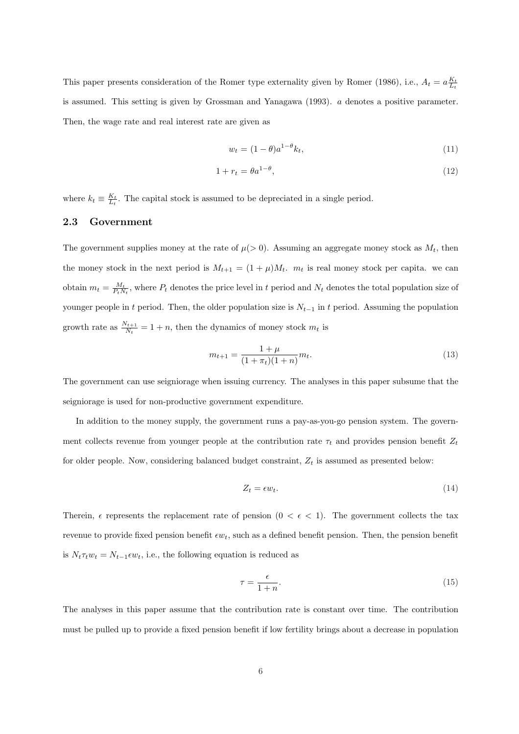This paper presents consideration of the Romer type externality given by Romer (1986), i.e., $A_t = a\frac{K_t}{L_t}$ is assumed. This setting is given by Grossman and Yanagawa (1993). $a$ denotes a positive parameter. Then, the wage rate and real interest rate are given as

$$w_t = (1-\theta)a^{1-\theta}k_t, \tag{11}$$

$$1 + r_t = \theta a^{1-\theta}, \tag{12}$$

where $k_t \equiv \frac{K_t}{L_t}$. The capital stock is assumed to be depreciated in a single period.

### 2.3 Government

The government supplies money at the rate of $\mu (> 0)$. Assuming an aggregate money stock as $M_t$, then the money stock in the next period is $M_{t+1} = (1+\mu)M_t$. $m_t$ is real money stock per capita. we can obtain $m_t = \frac{M_t}{P_t N_t}$, where $P_t$ denotes the price level in $t$ period and $N_t$ denotes the total population size of younger people in $t$ period. Then, the older population size is $N_{t-1}$ in $t$ period. Assuming the population growth rate as $\frac{N_{t+1}}{N_t} = 1 + n$, then the dynamics of money stock $m_t$ is

$$m_{t+1} = \frac{1+\mu}{(1+\pi_t)(1+n)} m_t. \tag{13}$$

The government can use seigniorage when issuing currency. The analyses in this paper subsume that the seigniorage is used for non-productive government expenditure.

In addition to the money supply, the government runs a pay-as-you-go pension system. The government collects revenue from younger people at the contribution rate $\tau_t$ and provides pension benefit $Z_t$ for older people. Now, considering balanced budget constraint, $Z_t$ is assumed as presented below:

$$Z_t = \epsilon w_t. \tag{14}$$

Therein, $\epsilon$ represents the replacement rate of pension ($0 < \epsilon < 1$). The government collects the tax revenue to provide fixed pension benefit $\epsilon w_t$, such as a defined benefit pension. Then, the pension benefit is $N_t \tau_t w_t = N_{t-1}\epsilon w_t$, i.e., the following equation is reduced as

$$\tau = \frac{\epsilon}{1+n}. \tag{15}$$

The analyses in this paper assume that the contribution rate is constant over time. The contribution must be pulled up to provide a fixed pension benefit if low fertility brings about a decrease in population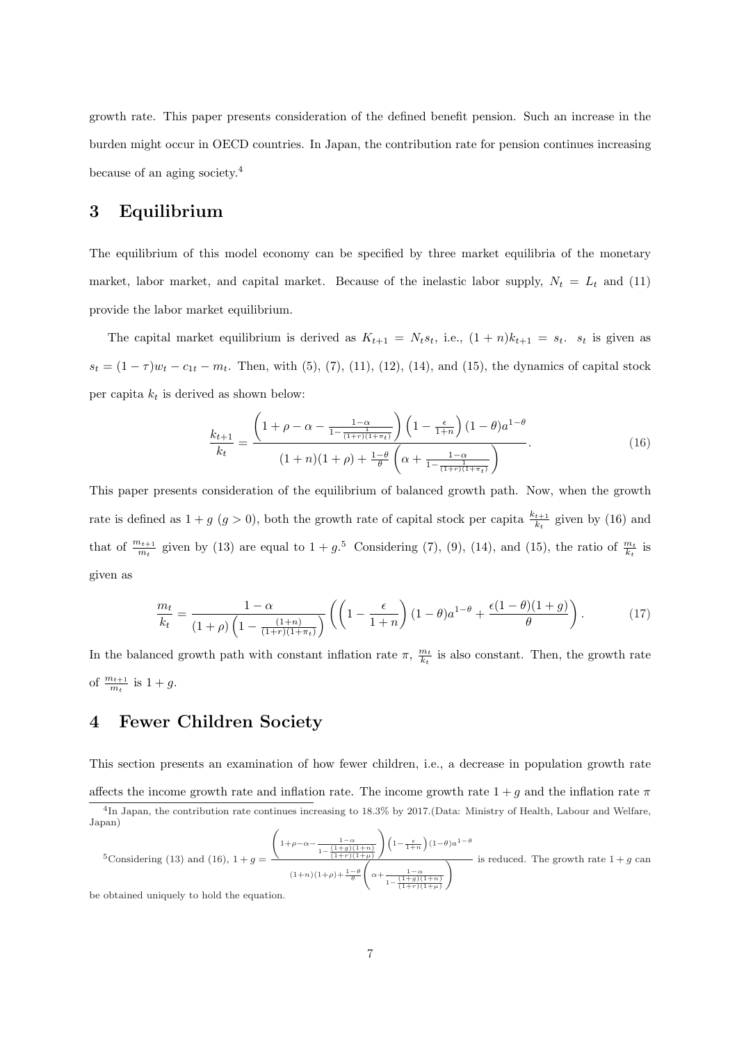growth rate. This paper presents consideration of the defined benefit pension. Such an increase in the burden might occur in OECD countries. In Japan, the contribution rate for pension continues increasing because of an aging society.[4]

## 3 Equilibrium

The equilibrium of this model economy can be specified by three market equilibria of the monetary market, labor market, and capital market. Because of the inelastic labor supply, $N_t = L_t$ and (11) provide the labor market equilibrium.

The capital market equilibrium is derived as $K_{t+1} = N_t s_t$, i.e., $(1+n)k_{t+1} = s_t$. $s_t$ is given as $s_t = (1-\tau)w_t - c_{1t} - m_t$. Then, with (5), (7), (11), (12), (14), and (15), the dynamics of capital stock per capita $k_t$ is derived as shown below:

$$\frac{k_{t+1}}{k_t} = \frac{\left(1+\rho-\alpha-\frac{1-\alpha}{1-\frac{1}{(1+r)(1+\pi_t)}}\right)\left(1-\frac{\epsilon}{1+n}\right)(1-\theta)a^{1-\theta}}{(1+n)(1+\rho)+\frac{1-\theta}{\theta}\left(\alpha+\frac{1-\alpha}{1-\frac{1}{(1+r)(1+\pi_t)}}\right)}. \tag{16}$$

This paper presents consideration of the equilibrium of balanced growth path. Now, when the growth rate is defined as $1+g$ ($g>0$), both the growth rate of capital stock per capita $\frac{k_{t+1}}{k_t}$ given by (16) and that of $\frac{m_{t+1}}{m_t}$ given by (13) are equal to $1+g$.[5] Considering (7), (9), (14), and (15), the ratio of $\frac{m_t}{k_t}$ is given as

$$\frac{m_t}{k_t} = \frac{1-\alpha}{(1+\rho)\left(1-\frac{(1+n)}{(1+r)(1+\pi_t)}\right)}\left(\left(1-\frac{\epsilon}{1+n}\right)(1-\theta)a^{1-\theta}+\frac{\epsilon(1-\theta)(1+g)}{\theta}\right). \tag{17}$$

In the balanced growth path with constant inflation rate $\pi$, $\frac{m_t}{k_t}$ is also constant. Then, the growth rate of $\frac{m_{t+1}}{m_t}$ is $1+g$.

## 4 Fewer Children Society

This section presents an examination of how fewer children, i.e., a decrease in population growth rate affects the income growth rate and inflation rate. The income growth rate $1+g$ and the inflation rate $\pi$

[4] In Japan, the contribution rate continues increasing to 18.3% by 2017.(Data: Ministry of Health, Labour and Welfare, Japan)

[5] Considering (13) and (16), $1+g = \frac{\left(1+\rho-\alpha-\frac{1-\alpha}{1-\frac{(1+g)(1+n)}{(1+r)(1+\mu)}}\right)\left(1-\frac{\epsilon}{1+n}\right)(1-\theta)a^{1-\theta}}{(1+n)(1+\rho)+\frac{1-\theta}{\theta}\left(\alpha+\frac{1-\alpha}{1-\frac{(1+g)(1+n)}{(1+r)(1+\mu)}}\right)}$ is reduced. The growth rate $1+g$ can be obtained uniquely to hold the equation.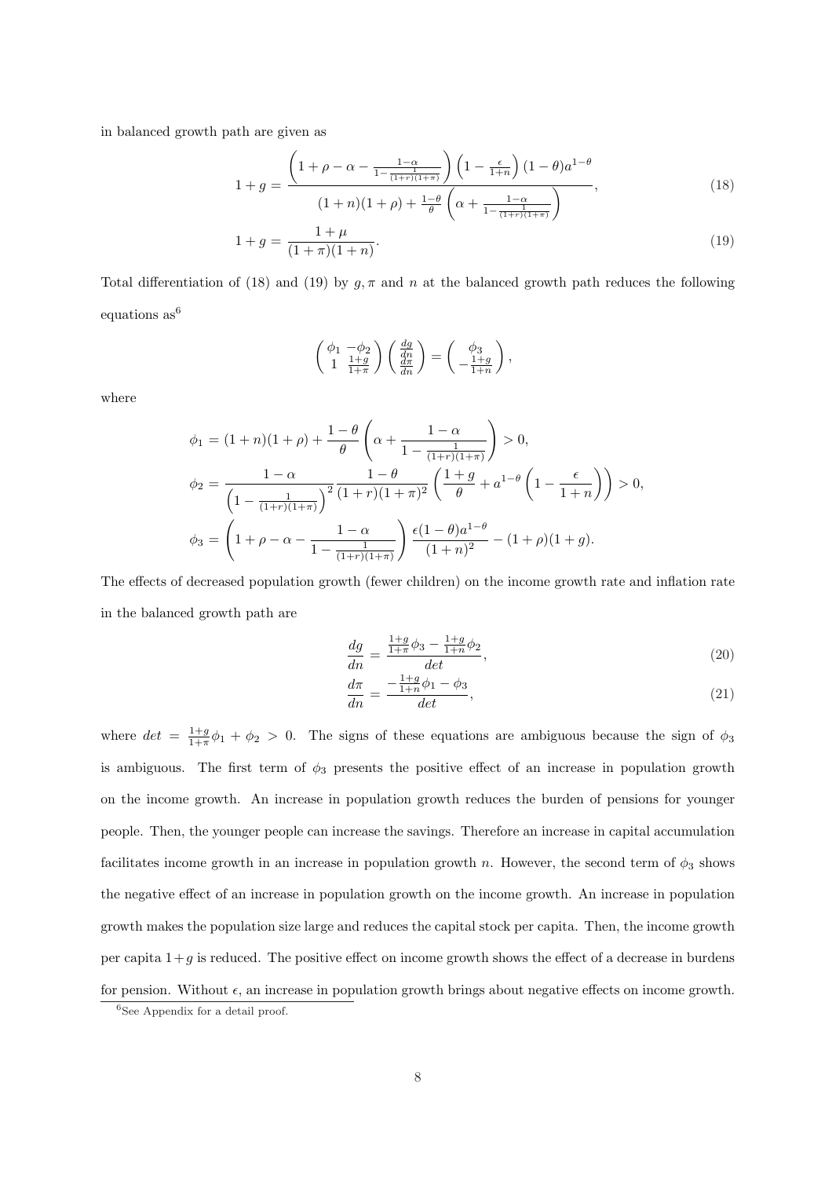in balanced growth path are given as

$$1+g = \frac{\left(1+\rho-\alpha-\frac{1-\alpha}{1-\frac{1}{(1+r)(1+\pi)}}\right)\left(1-\frac{\epsilon}{1+n}\right)(1-\theta)a^{1-\theta}}{(1+n)(1+\rho)+\frac{1-\theta}{\theta}\left(\alpha+\frac{1-\alpha}{1-\frac{1}{(1+r)(1+\pi)}}\right)}, \tag{18}$$

$$1+g = \frac{1+\mu}{(1+\pi)(1+n)}. \tag{19}$$

Total differentiation of (18) and (19) by $g, \pi$ and $n$ at the balanced growth path reduces the following equations as[6]

$$\begin{pmatrix} \phi_1 & -\phi_2 \\ 1 & \frac{1+g}{1+\pi} \end{pmatrix} \begin{pmatrix} \frac{dg}{dn} \\ \frac{d\pi}{dn} \end{pmatrix} = \begin{pmatrix} \phi_3 \\ -\frac{1+g}{1+n} \end{pmatrix},$$

where

$$\phi_1 = (1+n)(1+\rho) + \frac{1-\theta}{\theta}\left(\alpha + \frac{1-\alpha}{1-\frac{1}{(1+r)(1+\pi)}}\right) > 0,$$

$$\phi_2 = \frac{1-\alpha}{\left(1-\frac{1}{(1+r)(1+\pi)}\right)^2}\frac{1-\theta}{(1+r)(1+\pi)^2}\left(\frac{1+g}{\theta} + a^{1-\theta}\left(1-\frac{\epsilon}{1+n}\right)\right) > 0,$$

$$\phi_3 = \left(1+\rho-\alpha-\frac{1-\alpha}{1-\frac{1}{(1+r)(1+\pi)}}\right)\frac{\epsilon(1-\theta)a^{1-\theta}}{(1+n)^2} - (1+\rho)(1+g).$$

The effects of decreased population growth (fewer children) on the income growth rate and inflation rate in the balanced growth path are

$$\frac{dg}{dn} = \frac{\frac{1+g}{1+\pi}\phi_3 - \frac{1+g}{1+n}\phi_2}{det}, \tag{20}$$

$$\frac{d\pi}{dn} = \frac{-\frac{1+g}{1+n}\phi_1 - \phi_3}{det}, \tag{21}$$

where $det = \frac{1+g}{1+\pi}\phi_1 + \phi_2 > 0$. The signs of these equations are ambiguous because the sign of $\phi_3$ is ambiguous. The first term of $\phi_3$ presents the positive effect of an increase in population growth on the income growth. An increase in population growth reduces the burden of pensions for younger people. Then, the younger people can increase the savings. Therefore an increase in capital accumulation facilitates income growth in an increase in population growth $n$. However, the second term of $\phi_3$ shows the negative effect of an increase in population growth on the income growth. An increase in population growth makes the population size large and reduces the capital stock per capita. Then, the income growth per capita $1+g$ is reduced. The positive effect on income growth shows the effect of a decrease in burdens for pension. Without $\epsilon$, an increase in population growth brings about negative effects on income growth.

[6] See Appendix for a detail proof.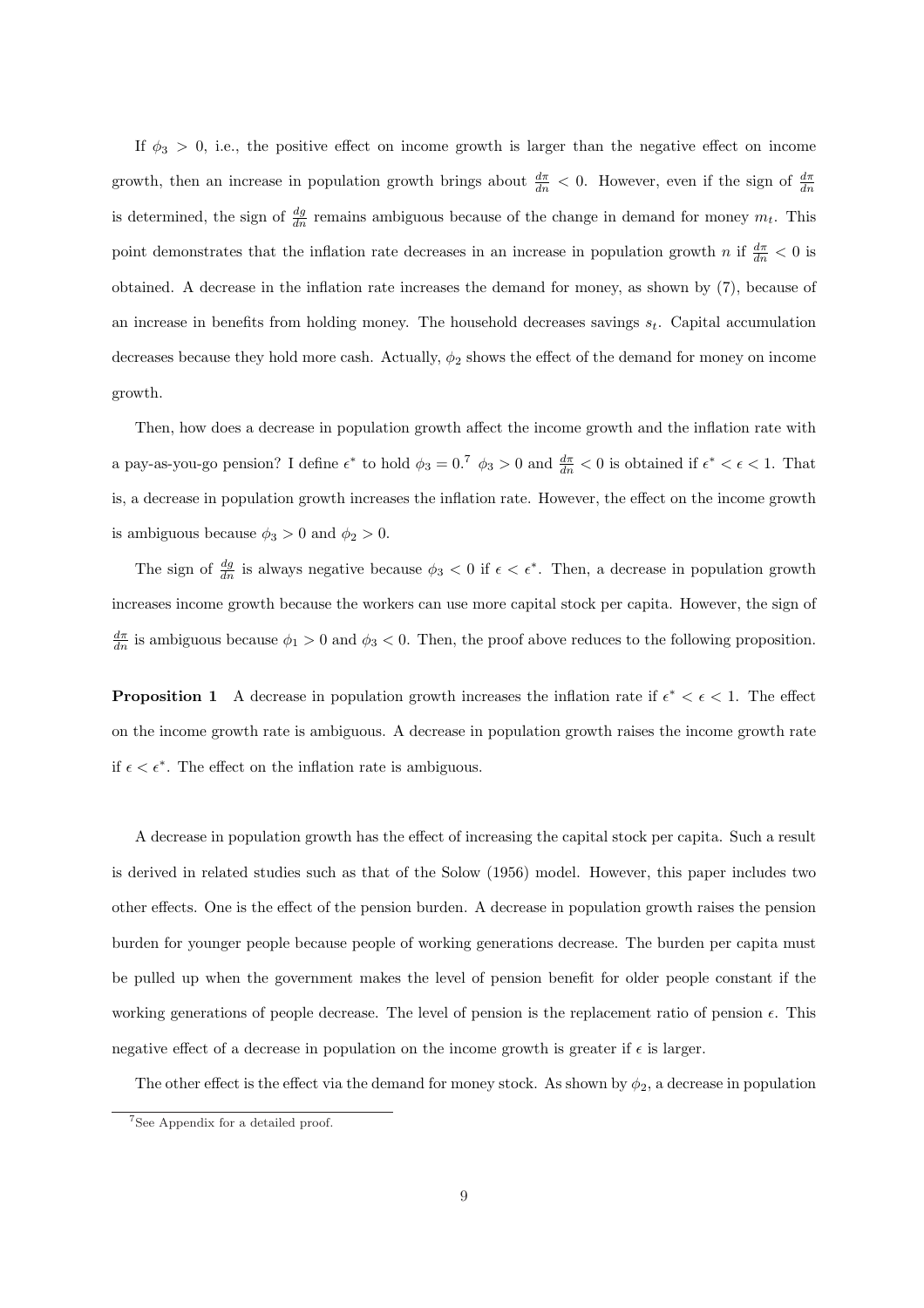If $\phi_3 > 0$, i.e., the positive effect on income growth is larger than the negative effect on income growth, then an increase in population growth brings about $\frac{d\pi}{dn} < 0$. However, even if the sign of $\frac{d\pi}{dn}$ is determined, the sign of $\frac{dg}{dn}$ remains ambiguous because of the change in demand for money $m_t$. This point demonstrates that the inflation rate decreases in an increase in population growth $n$ if $\frac{d\pi}{dn} < 0$ is obtained. A decrease in the inflation rate increases the demand for money, as shown by (7), because of an increase in benefits from holding money. The household decreases savings $s_t$. Capital accumulation decreases because they hold more cash. Actually, $\phi_2$ shows the effect of the demand for money on income growth.

Then, how does a decrease in population growth affect the income growth and the inflation rate with a pay-as-you-go pension? I define $\epsilon^*$ to hold $\phi_3 = 0$.[7] $\phi_3 > 0$ and $\frac{d\pi}{dn} < 0$ is obtained if $\epsilon^* < \epsilon < 1$. That is, a decrease in population growth increases the inflation rate. However, the effect on the income growth is ambiguous because $\phi_3 > 0$ and $\phi_2 > 0$.

The sign of $\frac{dg}{dn}$ is always negative because $\phi_3 < 0$ if $\epsilon < \epsilon^*$. Then, a decrease in population growth increases income growth because the workers can use more capital stock per capita. However, the sign of $\frac{d\pi}{dn}$ is ambiguous because $\phi_1 > 0$ and $\phi_3 < 0$. Then, the proof above reduces to the following proposition.

**Proposition 1** A decrease in population growth increases the inflation rate if $\epsilon^* < \epsilon < 1$. The effect on the income growth rate is ambiguous. A decrease in population growth raises the income growth rate if $\epsilon < \epsilon^*$. The effect on the inflation rate is ambiguous.

A decrease in population growth has the effect of increasing the capital stock per capita. Such a result is derived in related studies such as that of the Solow (1956) model. However, this paper includes two other effects. One is the effect of the pension burden. A decrease in population growth raises the pension burden for younger people because people of working generations decrease. The burden per capita must be pulled up when the government makes the level of pension benefit for older people constant if the working generations of people decrease. The level of pension is the replacement ratio of pension $\epsilon$. This negative effect of a decrease in population on the income growth is greater if $\epsilon$ is larger.

The other effect is the effect via the demand for money stock. As shown by $\phi_2$, a decrease in population

[7] See Appendix for a detailed proof.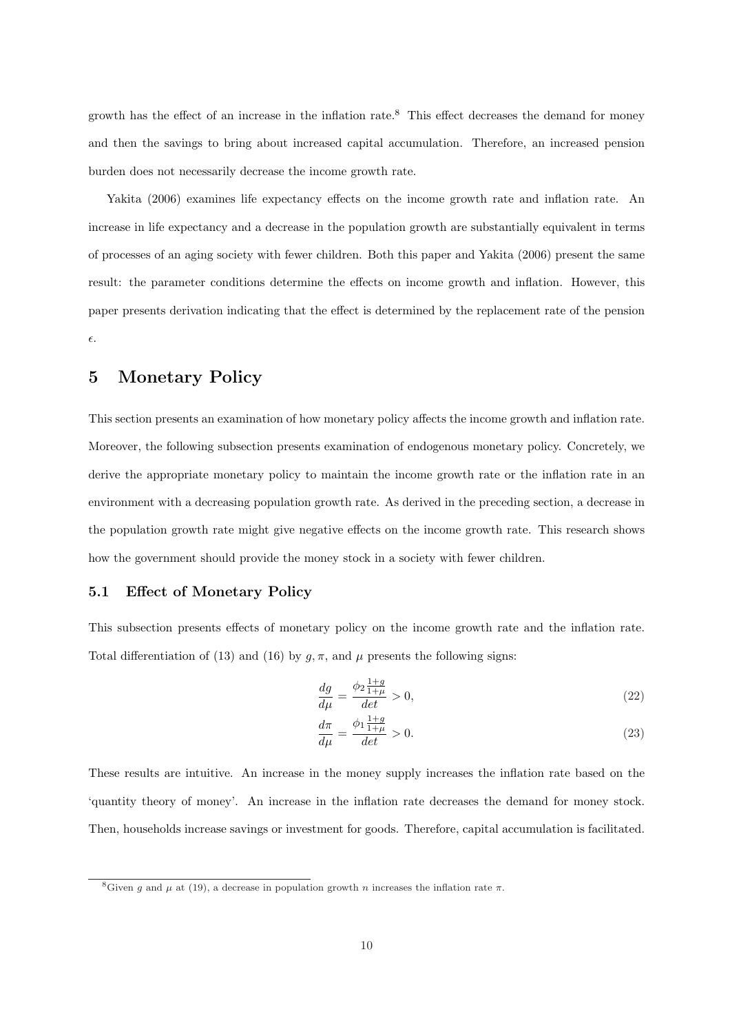growth has the effect of an increase in the inflation rate.[8] This effect decreases the demand for money and then the savings to bring about increased capital accumulation. Therefore, an increased pension burden does not necessarily decrease the income growth rate.

Yakita (2006) examines life expectancy effects on the income growth rate and inflation rate. An increase in life expectancy and a decrease in the population growth are substantially equivalent in terms of processes of an aging society with fewer children. Both this paper and Yakita (2006) present the same result: the parameter conditions determine the effects on income growth and inflation. However, this paper presents derivation indicating that the effect is determined by the replacement rate of the pension $\epsilon$.

## 5 Monetary Policy

This section presents an examination of how monetary policy affects the income growth and inflation rate. Moreover, the following subsection presents examination of endogenous monetary policy. Concretely, we derive the appropriate monetary policy to maintain the income growth rate or the inflation rate in an environment with a decreasing population growth rate. As derived in the preceding section, a decrease in the population growth rate might give negative effects on the income growth rate. This research shows how the government should provide the money stock in a society with fewer children.

### 5.1 Effect of Monetary Policy

This subsection presents effects of monetary policy on the income growth rate and the inflation rate. Total differentiation of (13) and (16) by $g, \pi$, and $\mu$ presents the following signs:

$$\frac{dg}{d\mu} = \frac{\phi_2 \frac{1+g}{1+\mu}}{det} > 0, \tag{22}$$

$$\frac{d\pi}{d\mu} = \frac{\phi_1 \frac{1+g}{1+\mu}}{det} > 0. \tag{23}$$

These results are intuitive. An increase in the money supply increases the inflation rate based on the 'quantity theory of money'. An increase in the inflation rate decreases the demand for money stock. Then, households increase savings or investment for goods. Therefore, capital accumulation is facilitated.

[8] Given $g$ and $\mu$ at (19), a decrease in population growth $n$ increases the inflation rate $\pi$.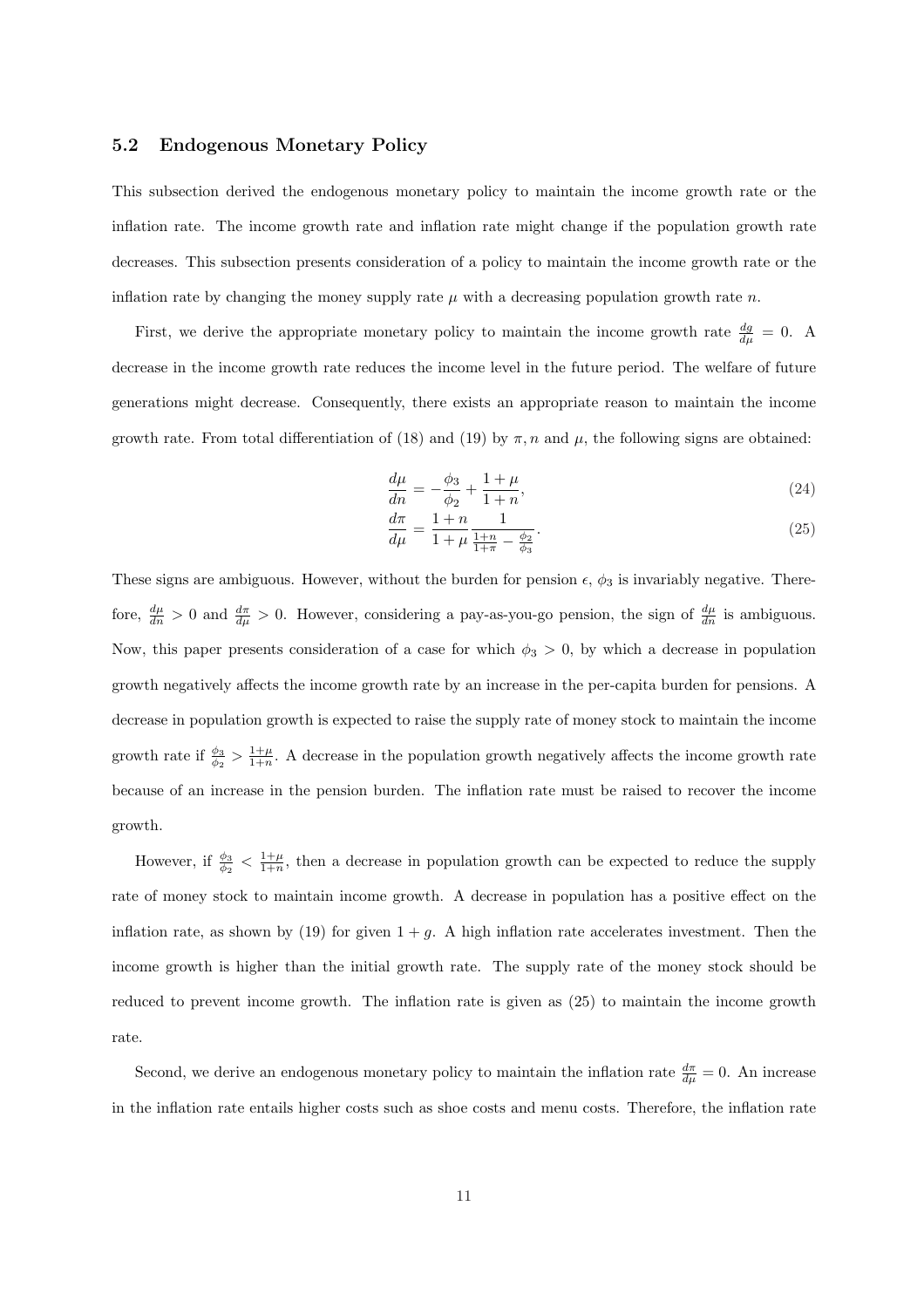### 5.2 Endogenous Monetary Policy

This subsection derived the endogenous monetary policy to maintain the income growth rate or the inflation rate. The income growth rate and inflation rate might change if the population growth rate decreases. This subsection presents consideration of a policy to maintain the income growth rate or the inflation rate by changing the money supply rate $\mu$ with a decreasing population growth rate $n$.

First, we derive the appropriate monetary policy to maintain the income growth rate $\frac{dg}{d\mu} = 0$. A decrease in the income growth rate reduces the income level in the future period. The welfare of future generations might decrease. Consequently, there exists an appropriate reason to maintain the income growth rate. From total differentiation of (18) and (19) by $\pi, n$ and $\mu$, the following signs are obtained:

$$\frac{d\mu}{dn} = -\frac{\phi_3}{\phi_2} + \frac{1+\mu}{1+n}, \tag{24}$$

$$\frac{d\pi}{d\mu} = \frac{1+n}{1+\mu} \frac{1}{\frac{1+n}{1+\pi} - \frac{\phi_2}{\phi_3}}. \tag{25}$$

These signs are ambiguous. However, without the burden for pension $\epsilon$, $\phi_3$ is invariably negative. Therefore, $\frac{d\mu}{dn} > 0$ and $\frac{d\pi}{d\mu} > 0$. However, considering a pay-as-you-go pension, the sign of $\frac{d\mu}{dn}$ is ambiguous. Now, this paper presents consideration of a case for which $\phi_3 > 0$, by which a decrease in population growth negatively affects the income growth rate by an increase in the per-capita burden for pensions. A decrease in population growth is expected to raise the supply rate of money stock to maintain the income growth rate if $\frac{\phi_3}{\phi_2} > \frac{1+\mu}{1+n}$. A decrease in the population growth negatively affects the income growth rate because of an increase in the pension burden. The inflation rate must be raised to recover the income growth.

However, if $\frac{\phi_3}{\phi_2} < \frac{1+\mu}{1+n}$, then a decrease in population growth can be expected to reduce the supply rate of money stock to maintain income growth. A decrease in population has a positive effect on the inflation rate, as shown by (19) for given $1+g$. A high inflation rate accelerates investment. Then the income growth is higher than the initial growth rate. The supply rate of the money stock should be reduced to prevent income growth. The inflation rate is given as (25) to maintain the income growth rate.

Second, we derive an endogenous monetary policy to maintain the inflation rate $\frac{d\pi}{d\mu} = 0$. An increase in the inflation rate entails higher costs such as shoe costs and menu costs. Therefore, the inflation rate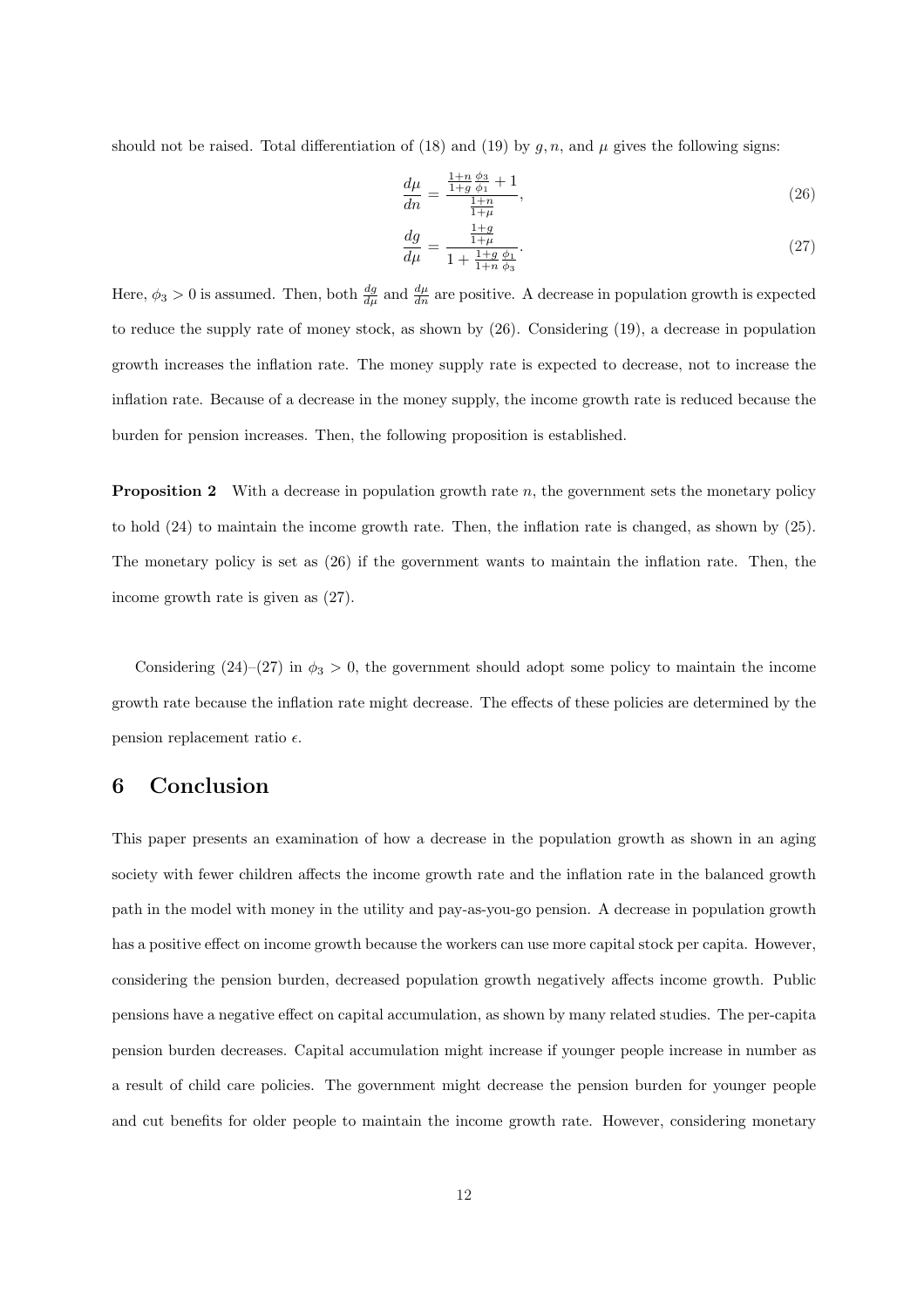should not be raised. Total differentiation of (18) and (19) by $g, n$, and $\mu$ gives the following signs:

$$\frac{d\mu}{dn} = \frac{\frac{1+n}{1+g}\frac{\phi_3}{\phi_1} + 1}{\frac{1+n}{1+\mu}}, \tag{26}$$

$$\frac{dg}{d\mu} = \frac{\frac{1+g}{1+\mu}}{1 + \frac{1+g}{1+n}\frac{\phi_1}{\phi_3}}. \tag{27}$$

Here, $\phi_3 > 0$ is assumed. Then, both $\frac{dg}{d\mu}$ and $\frac{d\mu}{dn}$ are positive. A decrease in population growth is expected to reduce the supply rate of money stock, as shown by (26). Considering (19), a decrease in population growth increases the inflation rate. The money supply rate is expected to decrease, not to increase the inflation rate. Because of a decrease in the money supply, the income growth rate is reduced because the burden for pension increases. Then, the following proposition is established.

**Proposition 2** With a decrease in population growth rate $n$, the government sets the monetary policy to hold (24) to maintain the income growth rate. Then, the inflation rate is changed, as shown by (25). The monetary policy is set as (26) if the government wants to maintain the inflation rate. Then, the income growth rate is given as (27).

Considering (24)–(27) in $\phi_3 > 0$, the government should adopt some policy to maintain the income growth rate because the inflation rate might decrease. The effects of these policies are determined by the pension replacement ratio $\epsilon$.

# 6 Conclusion

This paper presents an examination of how a decrease in the population growth as shown in an aging society with fewer children affects the income growth rate and the inflation rate in the balanced growth path in the model with money in the utility and pay-as-you-go pension. A decrease in population growth has a positive effect on income growth because the workers can use more capital stock per capita. However, considering the pension burden, decreased population growth negatively affects income growth. Public pensions have a negative effect on capital accumulation, as shown by many related studies. The per-capita pension burden decreases. Capital accumulation might increase if younger people increase in number as a result of child care policies. The government might decrease the pension burden for younger people and cut benefits for older people to maintain the income growth rate. However, considering monetary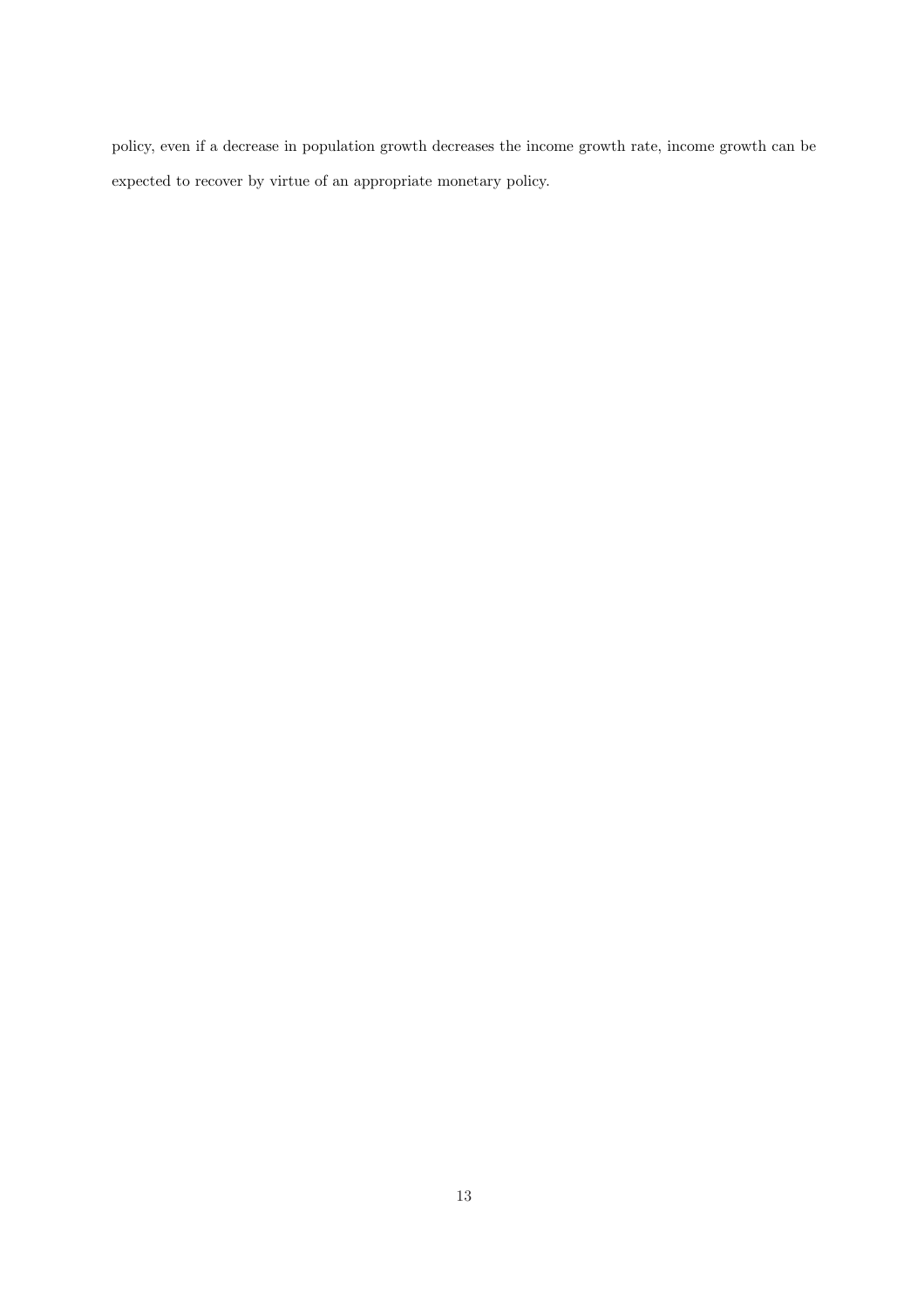policy, even if a decrease in population growth decreases the income growth rate, income growth can be expected to recover by virtue of an appropriate monetary policy.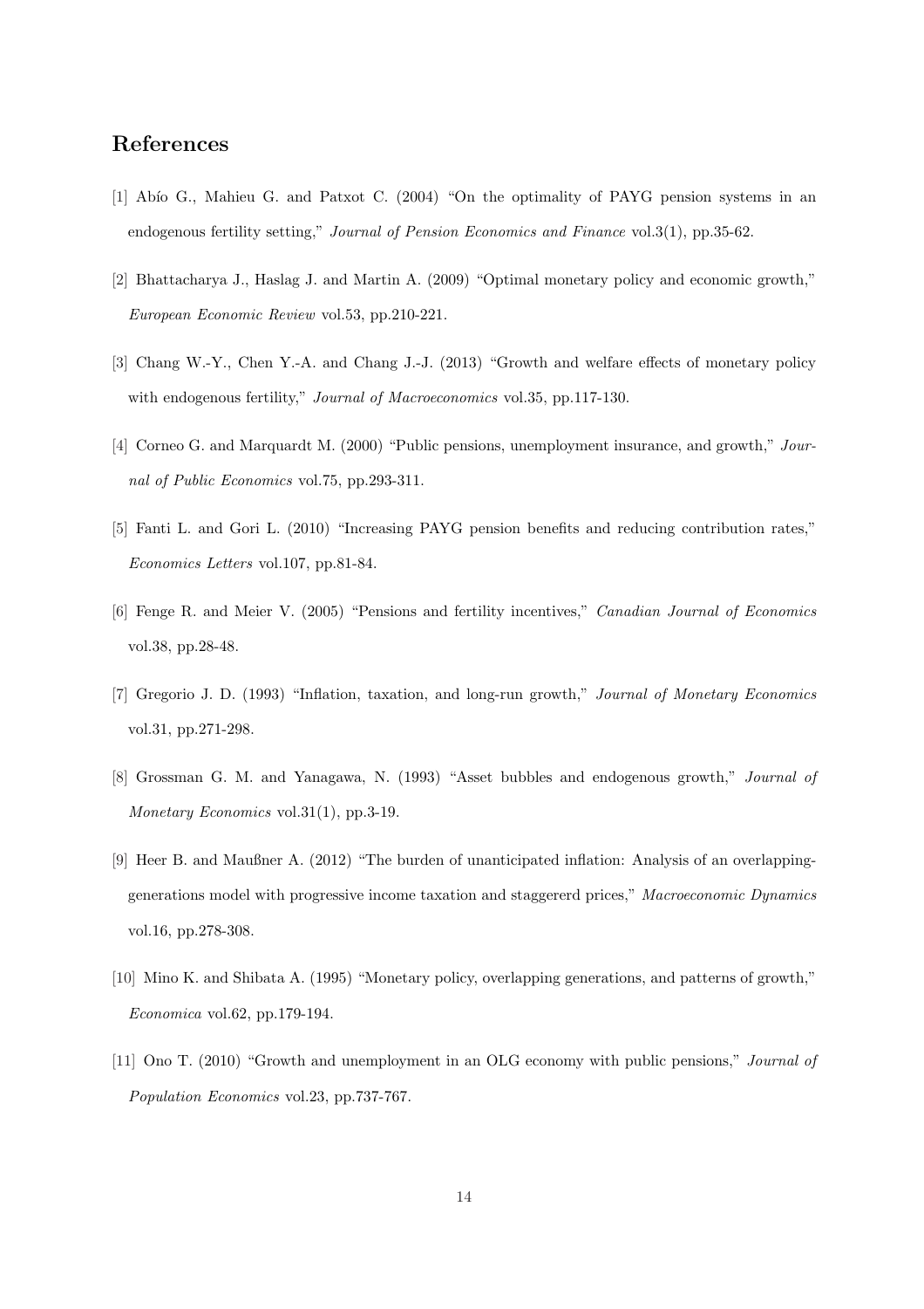## References

[1] Abío G., Mahieu G. and Patxot C. (2004) "On the optimality of PAYG pension systems in an endogenous fertility setting," *Journal of Pension Economics and Finance* vol.3(1), pp.35-62.

[2] Bhattacharya J., Haslag J. and Martin A. (2009) "Optimal monetary policy and economic growth," *European Economic Review* vol.53, pp.210-221.

[3] Chang W.-Y., Chen Y.-A. and Chang J.-J. (2013) "Growth and welfare effects of monetary policy with endogenous fertility," *Journal of Macroeconomics* vol.35, pp.117-130.

[4] Corneo G. and Marquardt M. (2000) "Public pensions, unemployment insurance, and growth," *Journal of Public Economics* vol.75, pp.293-311.

[5] Fanti L. and Gori L. (2010) "Increasing PAYG pension benefits and reducing contribution rates," *Economics Letters* vol.107, pp.81-84.

[6] Fenge R. and Meier V. (2005) "Pensions and fertility incentives," *Canadian Journal of Economics* vol.38, pp.28-48.

[7] Gregorio J. D. (1993) "Inflation, taxation, and long-run growth," *Journal of Monetary Economics* vol.31, pp.271-298.

[8] Grossman G. M. and Yanagawa, N. (1993) "Asset bubbles and endogenous growth," *Journal of Monetary Economics* vol.31(1), pp.3-19.

[9] Heer B. and Maußner A. (2012) "The burden of unanticipated inflation: Analysis of an overlapping-generations model with progressive income taxation and staggererd prices," *Macroeconomic Dynamics* vol.16, pp.278-308.

[10] Mino K. and Shibata A. (1995) "Monetary policy, overlapping generations, and patterns of growth," *Economica* vol.62, pp.179-194.

[11] Ono T. (2010) "Growth and unemployment in an OLG economy with public pensions," *Journal of Population Economics* vol.23, pp.737-767.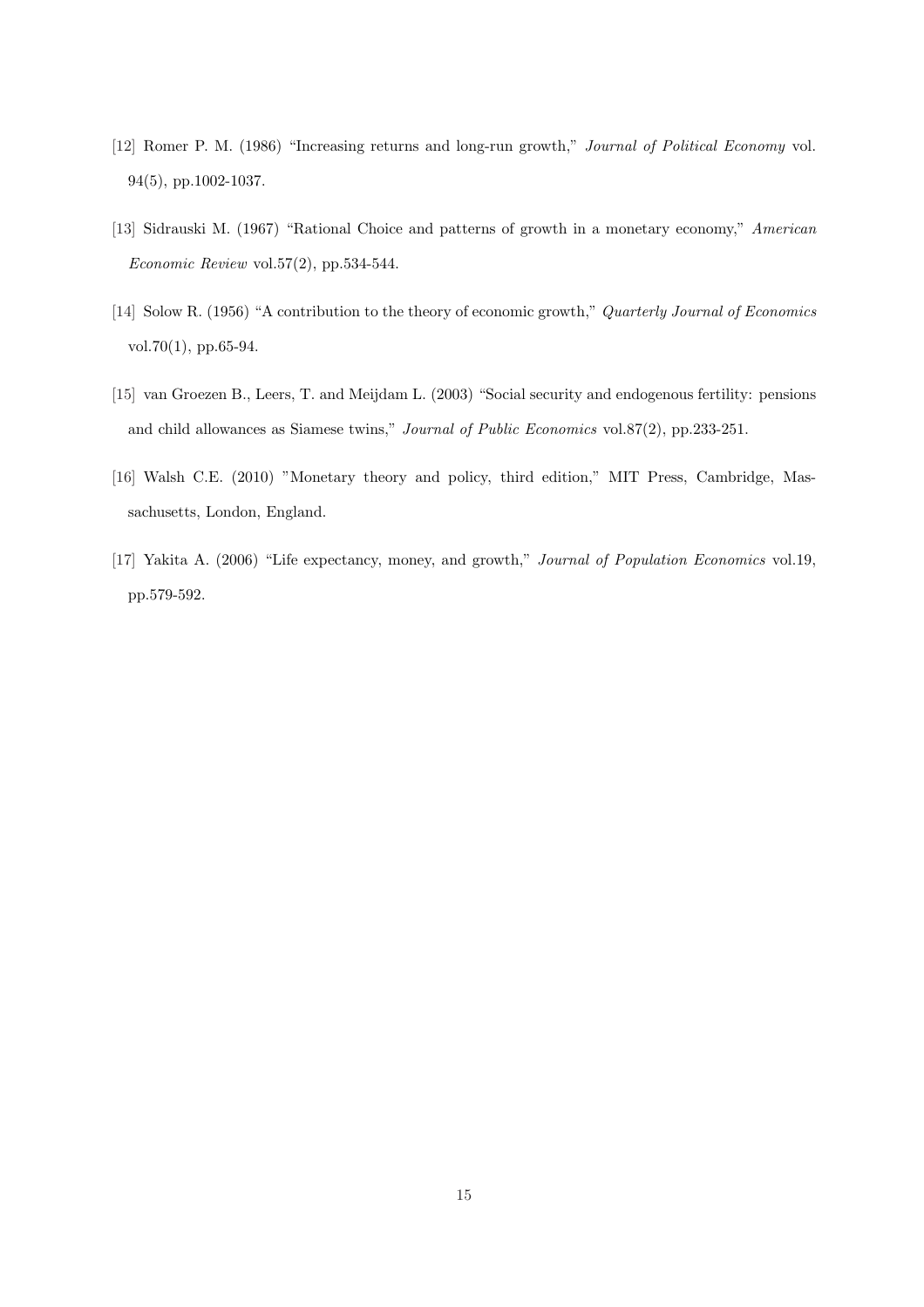[12] Romer P. M. (1986) "Increasing returns and long-run growth," *Journal of Political Economy* vol. 94(5), pp.1002-1037.

[13] Sidrauski M. (1967) "Rational Choice and patterns of growth in a monetary economy," *American Economic Review* vol.57(2), pp.534-544.

[14] Solow R. (1956) "A contribution to the theory of economic growth," *Quarterly Journal of Economics* vol.70(1), pp.65-94.

[15] van Groezen B., Leers, T. and Meijdam L. (2003) "Social security and endogenous fertility: pensions and child allowances as Siamese twins," *Journal of Public Economics* vol.87(2), pp.233-251.

[16] Walsh C.E. (2010) "Monetary theory and policy, third edition," MIT Press, Cambridge, Massachusetts, London, England.

[17] Yakita A. (2006) "Life expectancy, money, and growth," *Journal of Population Economics* vol.19, pp.579-592.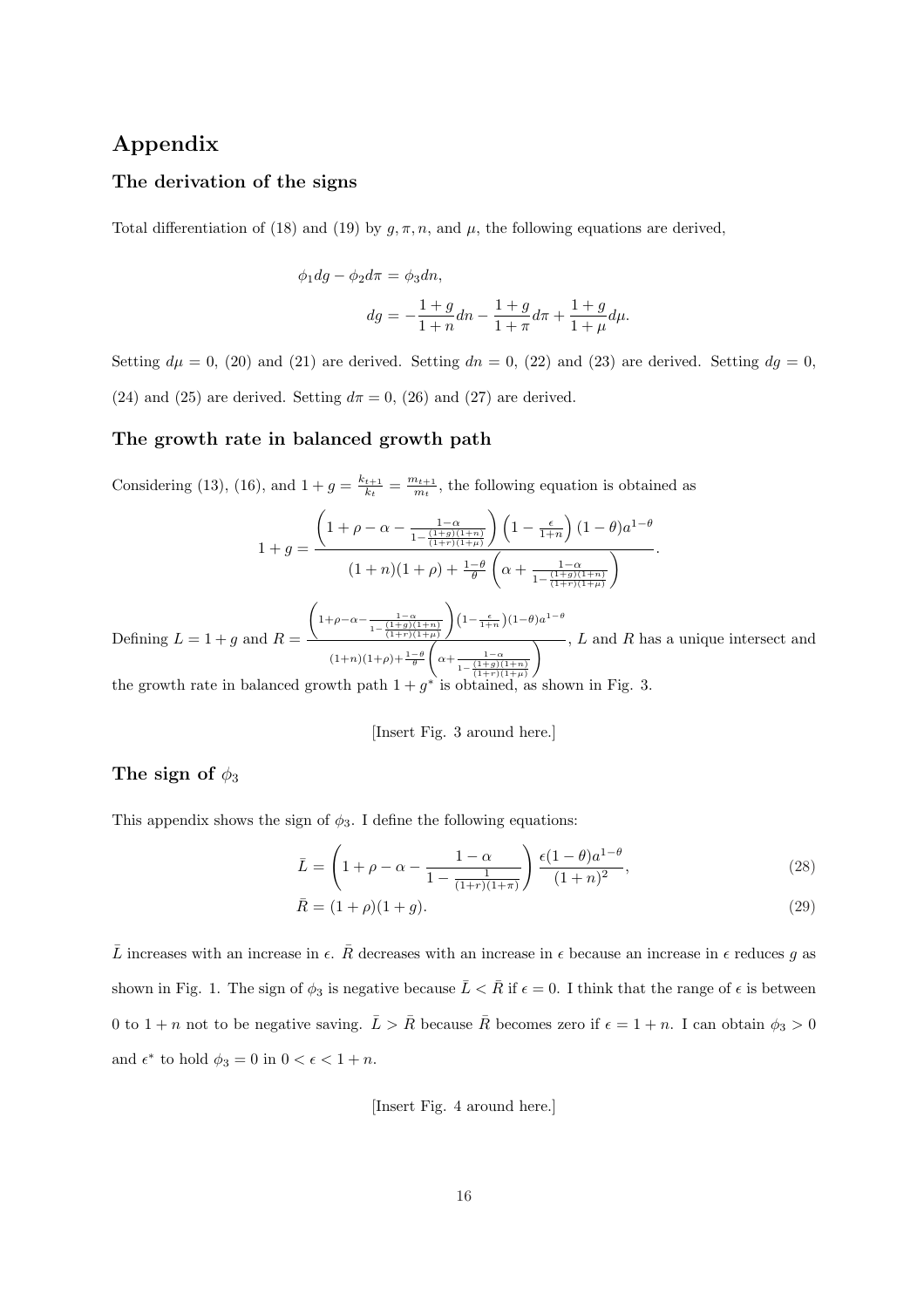# Appendix

## The derivation of the signs

Total differentiation of (18) and (19) by $g, \pi, n$, and $\mu$, the following equations are derived,

$$\phi_1 dg - \phi_2 d\pi = \phi_3 dn,$$

$$dg = -\frac{1+g}{1+n}dn - \frac{1+g}{1+\pi}d\pi + \frac{1+g}{1+\mu}d\mu.$$

Setting $d\mu = 0$, (20) and (21) are derived. Setting $dn = 0$, (22) and (23) are derived. Setting $dg = 0$, (24) and (25) are derived. Setting $d\pi = 0$, (26) and (27) are derived.

## The growth rate in balanced growth path

Considering (13), (16), and $1+g = \frac{k_{t+1}}{k_t} = \frac{m_{t+1}}{m_t}$, the following equation is obtained as

$$1+g = \frac{\left(1+\rho-\alpha-\frac{1-\alpha}{1-\frac{(1+g)(1+n)}{(1+r)(1+\mu)}}\right)\left(1-\frac{\epsilon}{1+n}\right)(1-\theta)a^{1-\theta}}{(1+n)(1+\rho)+\frac{1-\theta}{\theta}\left(\alpha+\frac{1-\alpha}{1-\frac{(1+g)(1+n)}{(1+r)(1+\mu)}}\right)}.$$

Defining $L = 1+g$ and $R = \frac{\left(1+\rho-\alpha-\frac{1-\alpha}{1-\frac{(1+g)(1+n)}{(1+r)(1+\mu)}}\right)\left(1-\frac{\epsilon}{1+n}\right)(1-\theta)a^{1-\theta}}{(1+n)(1+\rho)+\frac{1-\theta}{\theta}\left(\alpha+\frac{1-\alpha}{1-\frac{(1+g)(1+n)}{(1+r)(1+\mu)}}\right)}$, $L$ and $R$ has a unique intersect and the growth rate in balanced growth path $1+g^*$ is obtained, as shown in Fig. 3.

[Insert Fig. 3 around here.]

## The sign of $\phi_3$

This appendix shows the sign of $\phi_3$. I define the following equations:

$$\bar{L} = \left(1+\rho-\alpha-\frac{1-\alpha}{1-\frac{1}{(1+r)(1+\pi)}}\right)\frac{\epsilon(1-\theta)a^{1-\theta}}{(1+n)^2}, \tag{28}$$

$$\bar{R} = (1+\rho)(1+g). \tag{29}$$

$\bar{L}$ increases with an increase in $\epsilon$. $\bar{R}$ decreases with an increase in $\epsilon$ because an increase in $\epsilon$ reduces $g$ as shown in Fig. 1. The sign of $\phi_3$ is negative because $\bar{L} < \bar{R}$ if $\epsilon = 0$. I think that the range of $\epsilon$ is between 0 to $1+n$ not to be negative saving. $\bar{L} > \bar{R}$ because $\bar{R}$ becomes zero if $\epsilon = 1+n$. I can obtain $\phi_3 > 0$ and $\epsilon^*$ to hold $\phi_3 = 0$ in $0 < \epsilon < 1+n$.

[Insert Fig. 4 around here.]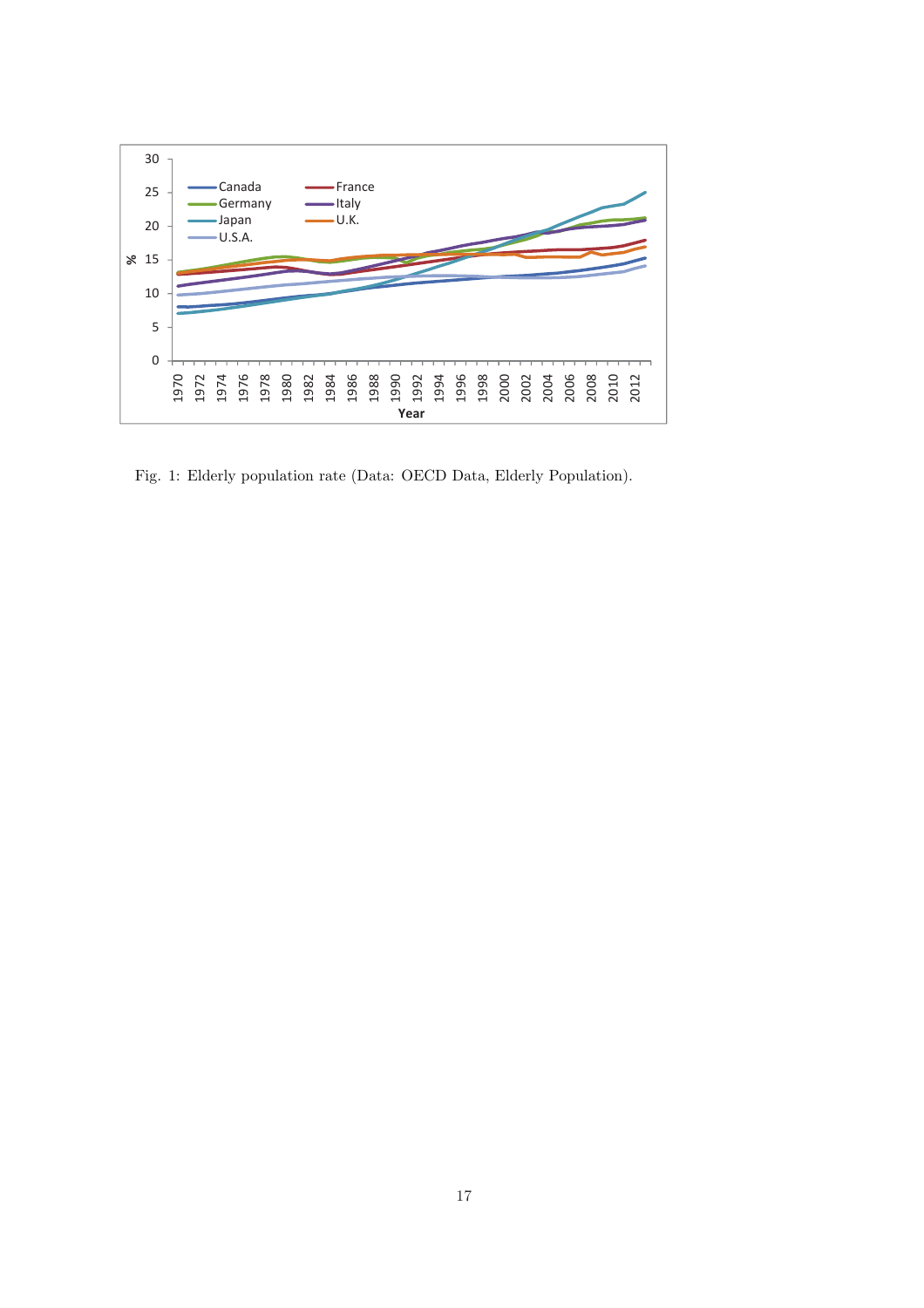Fig. 1: Elderly population rate (Data: OECD Data, Elderly Population).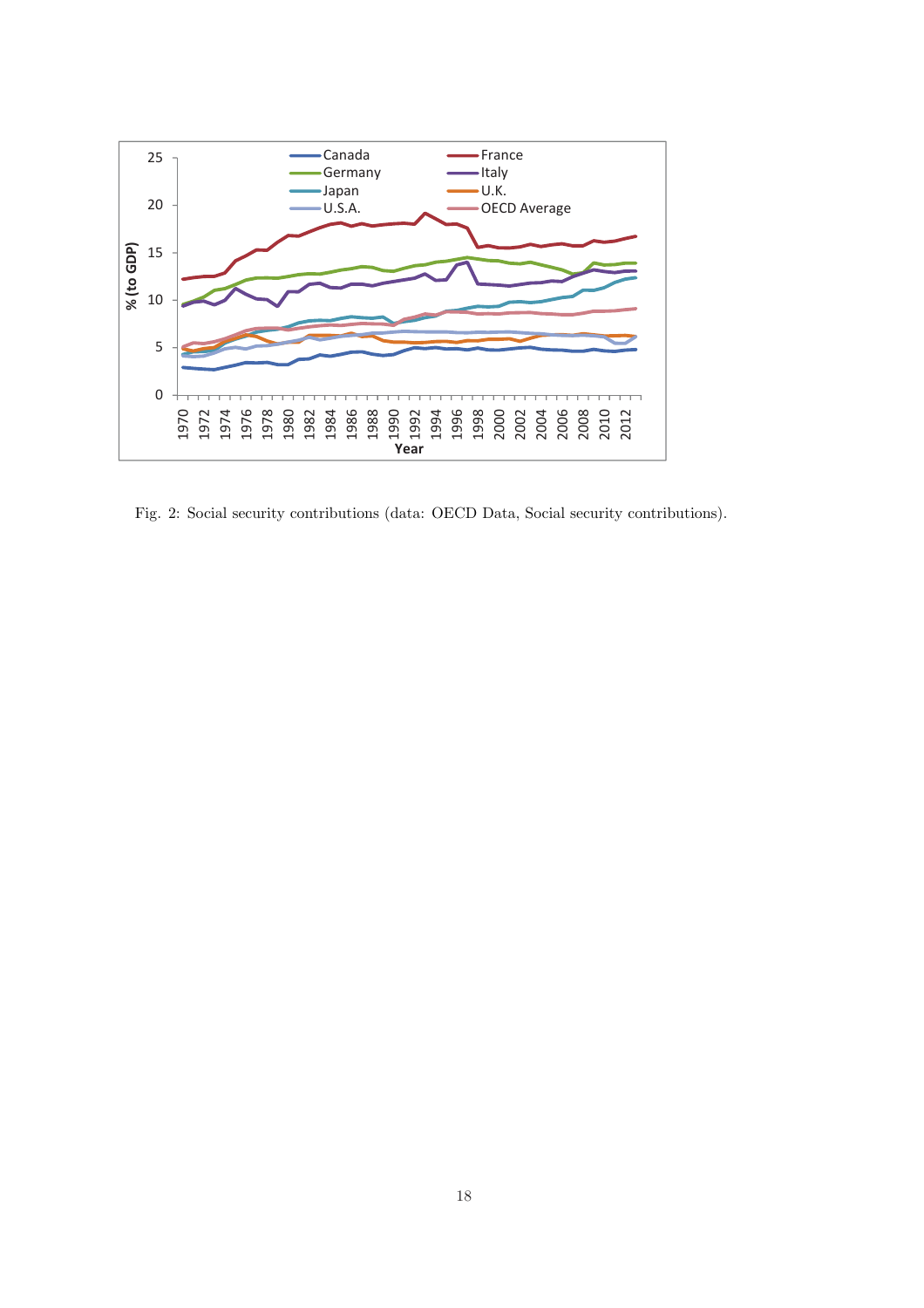Fig. 2: Social security contributions (data: OECD Data, Social security contributions).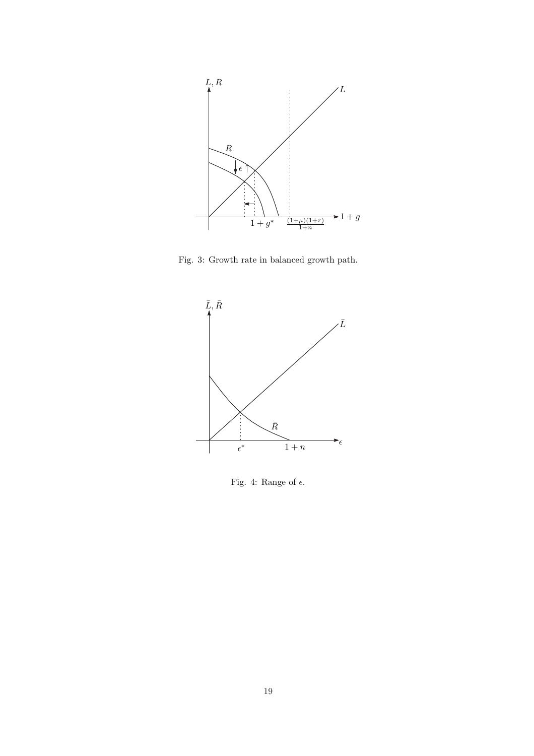$L, R$

$L$

$R$

$\epsilon$

$1 + g^*$

$\frac{(1+\mu)(1+r)}{1+n}$

$1 + g$

Fig. 3: Growth rate in balanced growth path.

$\bar{L}, \bar{R}$

$\bar{L}$

$\bar{R}$

$\epsilon^*$

$1 + n$

$\epsilon$

Fig. 4: Range of $\epsilon$.